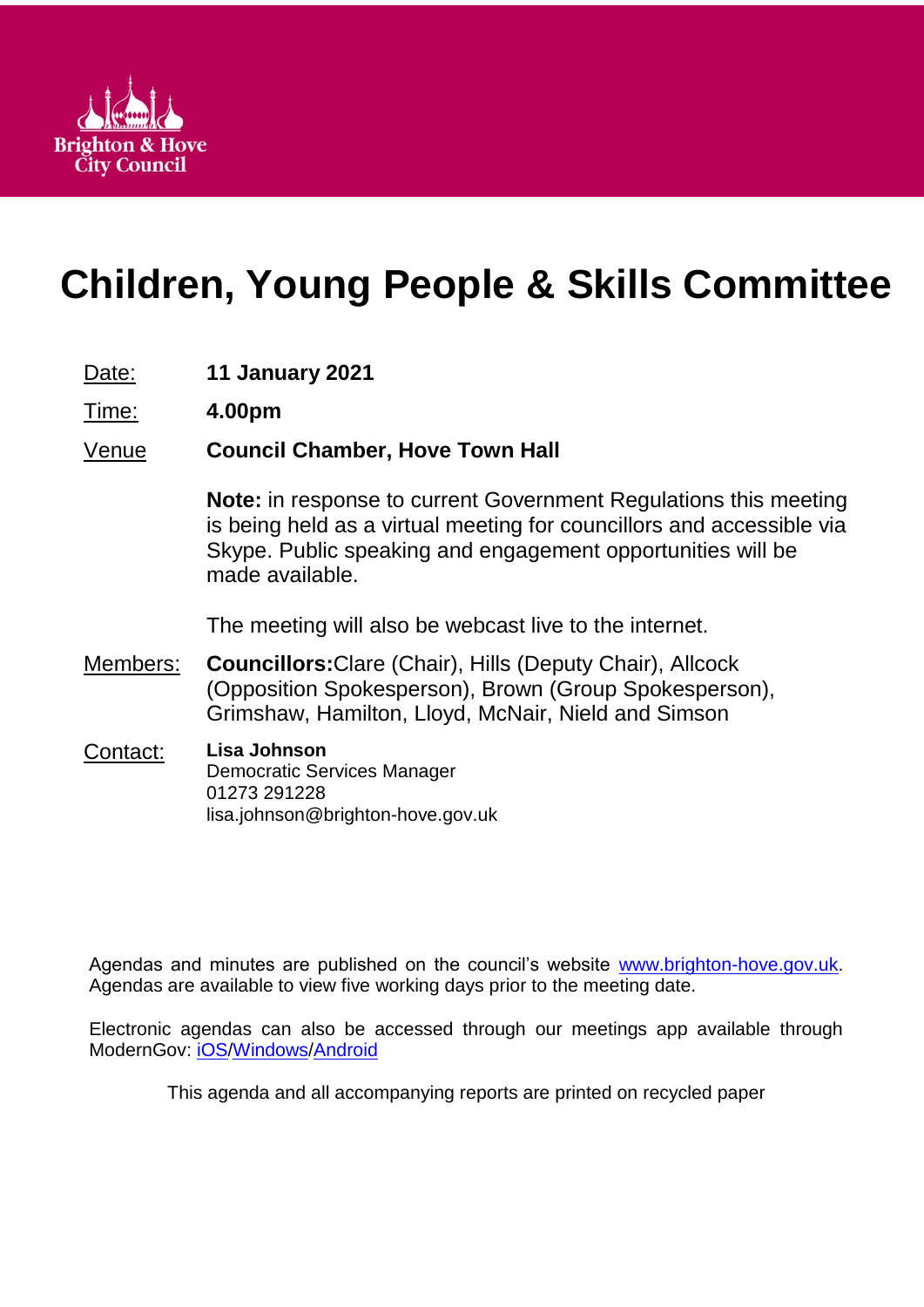Brighton & Hove City Council

# Children, Young People & Skills Committee

Date: **11 January 2021**

Time: **4.00pm**

Venue **Council Chamber, Hove Town Hall**

**Note:** in response to current Government Regulations this meeting is being held as a virtual meeting for councillors and accessible via Skype. Public speaking and engagement opportunities will be made available.

The meeting will also be webcast live to the internet.

Members: **Councillors:** Clare (Chair), Hills (Deputy Chair), Allcock (Opposition Spokesperson), Brown (Group Spokesperson), Grimshaw, Hamilton, Lloyd, McNair, Nield and Simson

Contact: **Lisa Johnson**
Democratic Services Manager
01273 291228
lisa.johnson@brighton-hove.gov.uk

Agendas and minutes are published on the council's website www.brighton-hove.gov.uk. Agendas are available to view five working days prior to the meeting date.

Electronic agendas can also be accessed through our meetings app available through ModernGov: iOS/Windows/Android

This agenda and all accompanying reports are printed on recycled paper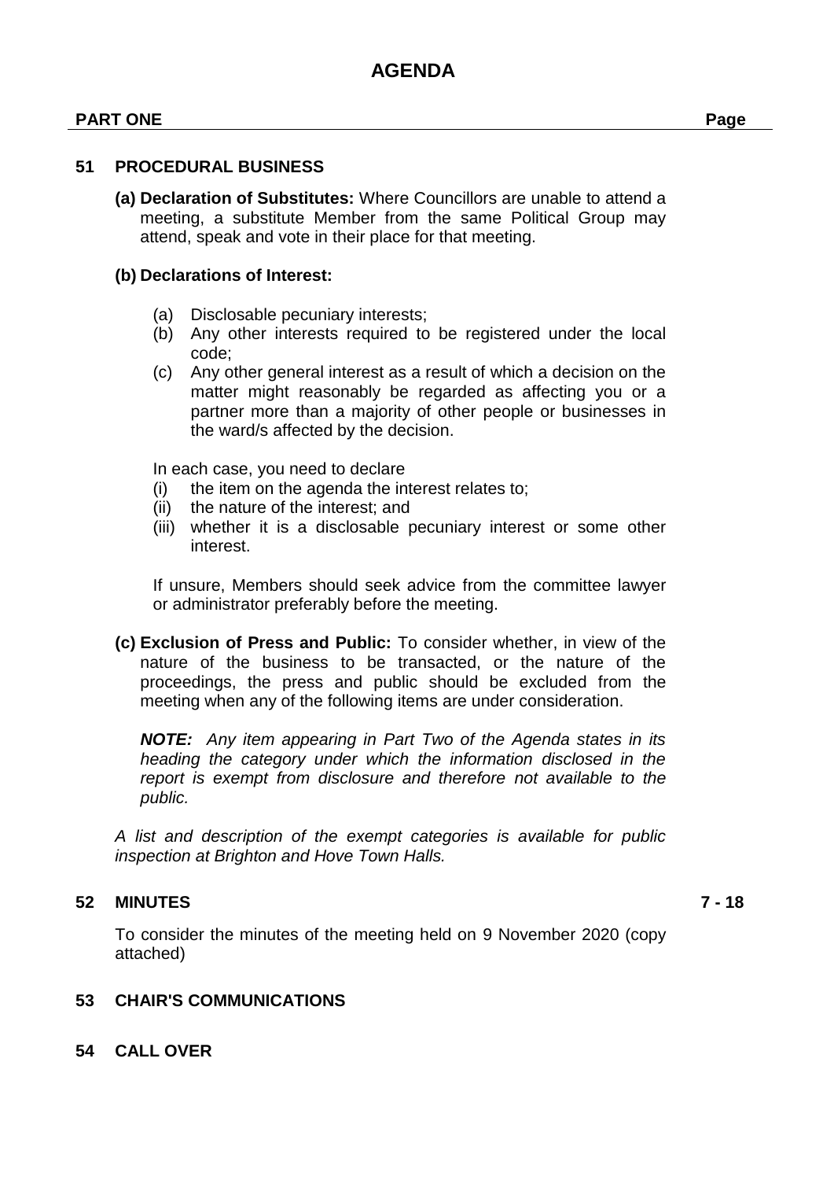# AGENDA

**PART ONE** **Page**

**51 PROCEDURAL BUSINESS**

**(a) Declaration of Substitutes:** Where Councillors are unable to attend a meeting, a substitute Member from the same Political Group may attend, speak and vote in their place for that meeting.

**(b) Declarations of Interest:**

(a) Disclosable pecuniary interests;
(b) Any other interests required to be registered under the local code;
(c) Any other general interest as a result of which a decision on the matter might reasonably be regarded as affecting you or a partner more than a majority of other people or businesses in the ward/s affected by the decision.

In each case, you need to declare
(i) the item on the agenda the interest relates to;
(ii) the nature of the interest; and
(iii) whether it is a disclosable pecuniary interest or some other interest.

If unsure, Members should seek advice from the committee lawyer or administrator preferably before the meeting.

**(c) Exclusion of Press and Public:** To consider whether, in view of the nature of the business to be transacted, or the nature of the proceedings, the press and public should be excluded from the meeting when any of the following items are under consideration.

***NOTE:*** *Any item appearing in Part Two of the Agenda states in its heading the category under which the information disclosed in the report is exempt from disclosure and therefore not available to the public.*

*A list and description of the exempt categories is available for public inspection at Brighton and Hove Town Halls.*

**52 MINUTES** **7 - 18**

To consider the minutes of the meeting held on 9 November 2020 (copy attached)

**53 CHAIR'S COMMUNICATIONS**

**54 CALL OVER**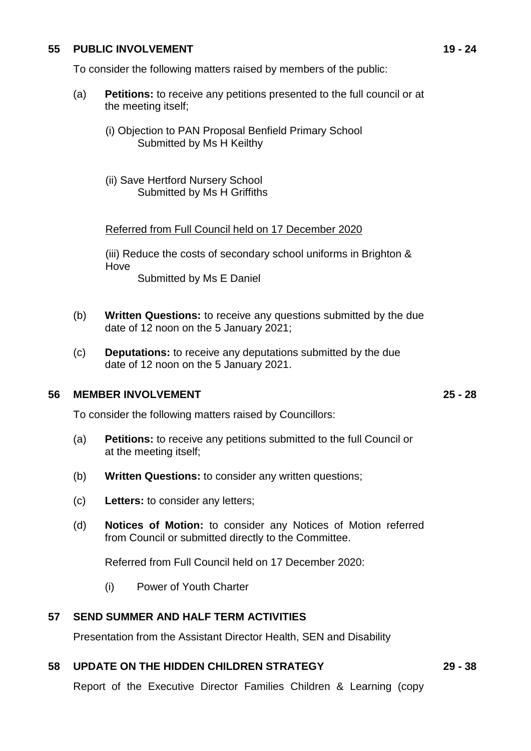## 55 PUBLIC INVOLVEMENT 19 - 24

To consider the following matters raised by members of the public:

(a) **Petitions:** to receive any petitions presented to the full council or at the meeting itself;

(i) Objection to PAN Proposal Benfield Primary School
Submitted by Ms H Keilthy

(ii) Save Hertford Nursery School
Submitted by Ms H Griffiths

Referred from Full Council held on 17 December 2020

(iii) Reduce the costs of secondary school uniforms in Brighton & Hove
Submitted by Ms E Daniel

(b) **Written Questions:** to receive any questions submitted by the due date of 12 noon on the 5 January 2021;

(c) **Deputations:** to receive any deputations submitted by the due date of 12 noon on the 5 January 2021.

## 56 MEMBER INVOLVEMENT 25 - 28

To consider the following matters raised by Councillors:

(a) **Petitions:** to receive any petitions submitted to the full Council or at the meeting itself;

(b) **Written Questions:** to consider any written questions;

(c) **Letters:** to consider any letters;

(d) **Notices of Motion:** to consider any Notices of Motion referred from Council or submitted directly to the Committee.

Referred from Full Council held on 17 December 2020:

(i) Power of Youth Charter

## 57 SEND SUMMER AND HALF TERM ACTIVITIES

Presentation from the Assistant Director Health, SEN and Disability

## 58 UPDATE ON THE HIDDEN CHILDREN STRATEGY 29 - 38

Report of the Executive Director Families Children & Learning (copy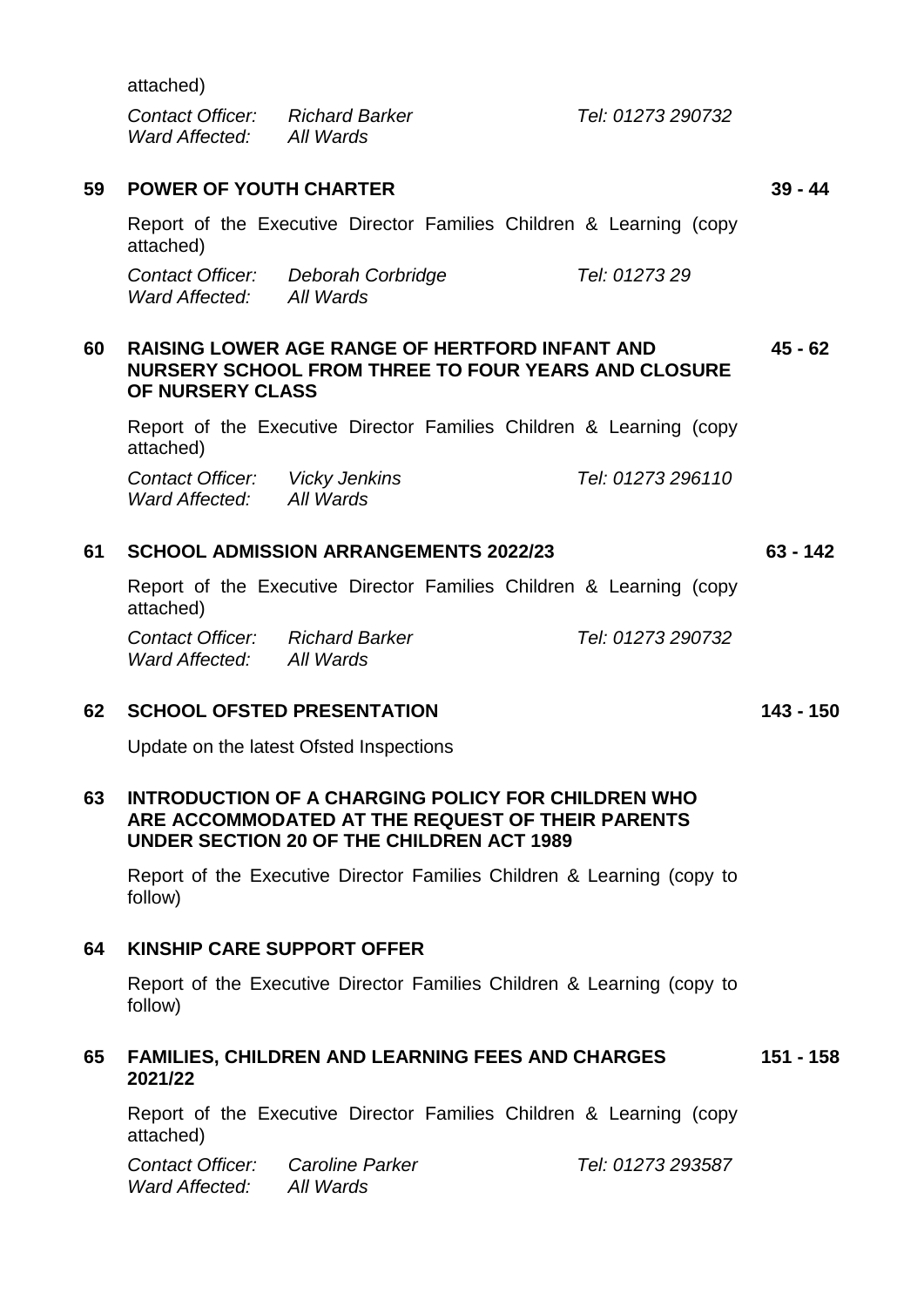attached)

*Contact Officer:* *Richard Barker* *Tel: 01273 290732*
*Ward Affected:* *All Wards*

**59 POWER OF YOUTH CHARTER** **39 - 44**

Report of the Executive Director Families Children & Learning (copy attached)

*Contact Officer:* *Deborah Corbridge* *Tel: 01273 29*
*Ward Affected:* *All Wards*

**60 RAISING LOWER AGE RANGE OF HERTFORD INFANT AND NURSERY SCHOOL FROM THREE TO FOUR YEARS AND CLOSURE OF NURSERY CLASS** **45 - 62**

Report of the Executive Director Families Children & Learning (copy attached)

*Contact Officer:* *Vicky Jenkins* *Tel: 01273 296110*
*Ward Affected:* *All Wards*

**61 SCHOOL ADMISSION ARRANGEMENTS 2022/23** **63 - 142**

Report of the Executive Director Families Children & Learning (copy attached)

*Contact Officer:* *Richard Barker* *Tel: 01273 290732*
*Ward Affected:* *All Wards*

**62 SCHOOL OFSTED PRESENTATION** **143 - 150**

Update on the latest Ofsted Inspections

**63 INTRODUCTION OF A CHARGING POLICY FOR CHILDREN WHO ARE ACCOMMODATED AT THE REQUEST OF THEIR PARENTS UNDER SECTION 20 OF THE CHILDREN ACT 1989**

Report of the Executive Director Families Children & Learning (copy to follow)

**64 KINSHIP CARE SUPPORT OFFER**

Report of the Executive Director Families Children & Learning (copy to follow)

**65 FAMILIES, CHILDREN AND LEARNING FEES AND CHARGES 2021/22** **151 - 158**

Report of the Executive Director Families Children & Learning (copy attached)

*Contact Officer:* *Caroline Parker* *Tel: 01273 293587*
*Ward Affected:* *All Wards*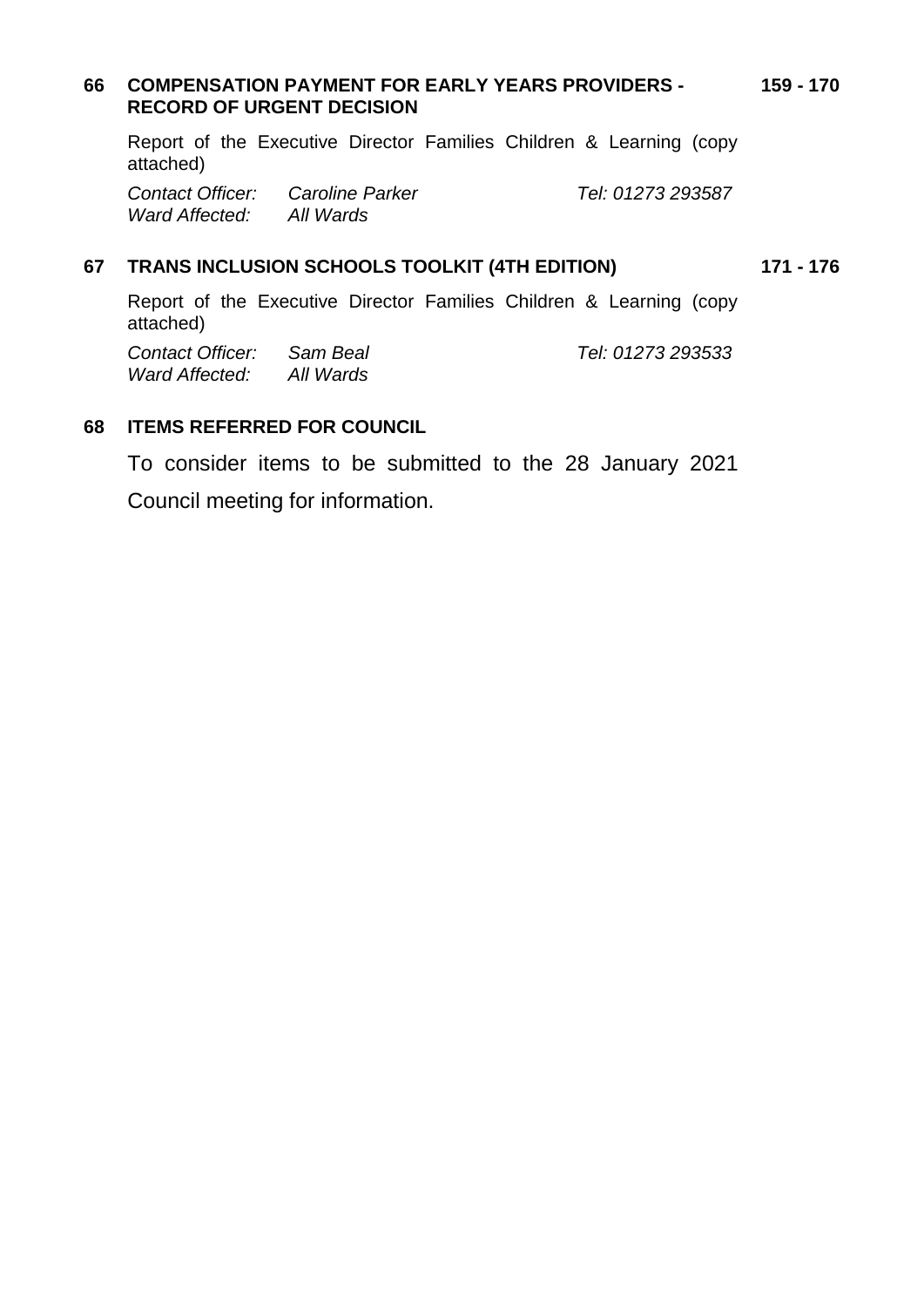**66 COMPENSATION PAYMENT FOR EARLY YEARS PROVIDERS - RECORD OF URGENT DECISION** **159 - 170**

Report of the Executive Director Families Children & Learning (copy attached)

*Contact Officer:* *Caroline Parker* *Tel: 01273 293587*
*Ward Affected:* *All Wards*

**67 TRANS INCLUSION SCHOOLS TOOLKIT (4TH EDITION)** **171 - 176**

Report of the Executive Director Families Children & Learning (copy attached)

*Contact Officer:* *Sam Beal* *Tel: 01273 293533*
*Ward Affected:* *All Wards*

**68 ITEMS REFERRED FOR COUNCIL**

To consider items to be submitted to the 28 January 2021 Council meeting for information.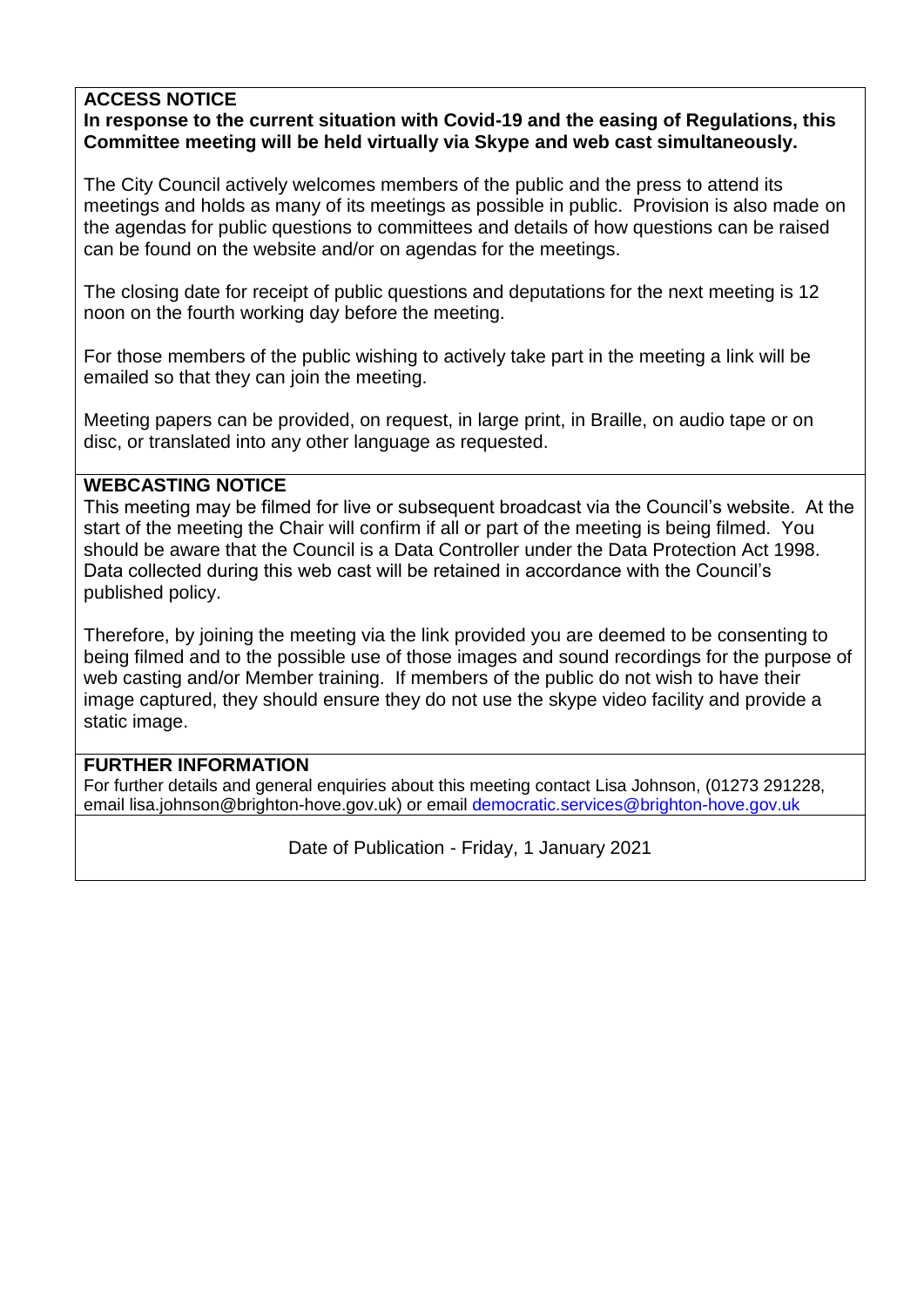## ACCESS NOTICE

**In response to the current situation with Covid-19 and the easing of Regulations, this Committee meeting will be held virtually via Skype and web cast simultaneously.**

The City Council actively welcomes members of the public and the press to attend its meetings and holds as many of its meetings as possible in public. Provision is also made on the agendas for public questions to committees and details of how questions can be raised can be found on the website and/or on agendas for the meetings.

The closing date for receipt of public questions and deputations for the next meeting is 12 noon on the fourth working day before the meeting.

For those members of the public wishing to actively take part in the meeting a link will be emailed so that they can join the meeting.

Meeting papers can be provided, on request, in large print, in Braille, on audio tape or on disc, or translated into any other language as requested.

## WEBCASTING NOTICE

This meeting may be filmed for live or subsequent broadcast via the Council's website. At the start of the meeting the Chair will confirm if all or part of the meeting is being filmed. You should be aware that the Council is a Data Controller under the Data Protection Act 1998. Data collected during this web cast will be retained in accordance with the Council's published policy.

Therefore, by joining the meeting via the link provided you are deemed to be consenting to being filmed and to the possible use of those images and sound recordings for the purpose of web casting and/or Member training. If members of the public do not wish to have their image captured, they should ensure they do not use the skype video facility and provide a static image.

## FURTHER INFORMATION

For further details and general enquiries about this meeting contact Lisa Johnson, (01273 291228, email lisa.johnson@brighton-hove.gov.uk) or email democratic.services@brighton-hove.gov.uk

Date of Publication - Friday, 1 January 2021